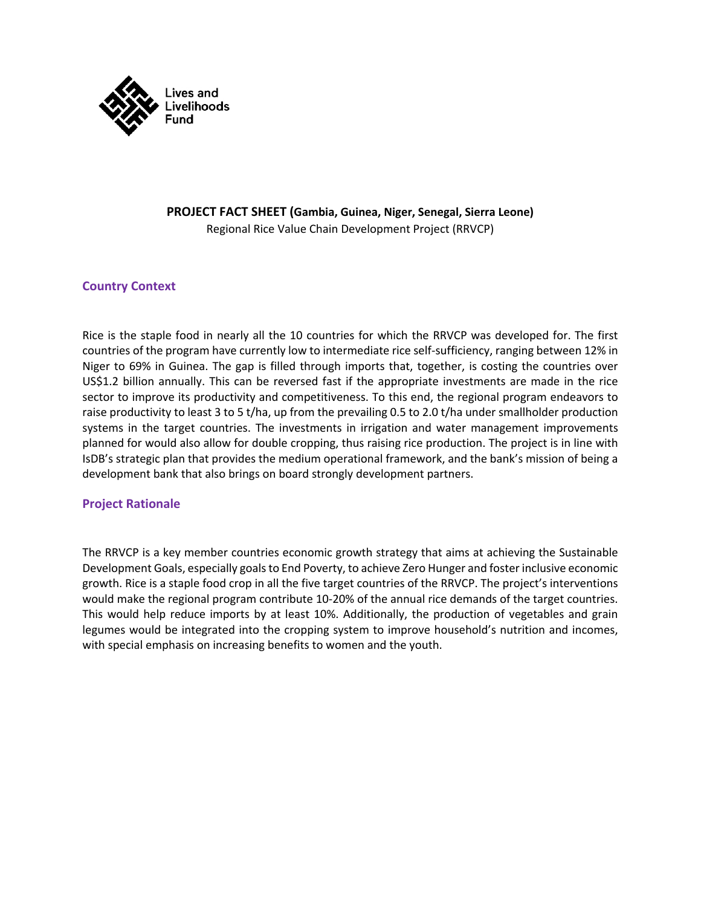Lives and Livelihoods Fund

**PROJECT FACT SHEET (Gambia, Guinea, Niger, Senegal, Sierra Leone)**

Regional Rice Value Chain Development Project (RRVCP)

## Country Context

Rice is the staple food in nearly all the 10 countries for which the RRVCP was developed for. The first countries of the program have currently low to intermediate rice self-sufficiency, ranging between 12% in Niger to 69% in Guinea. The gap is filled through imports that, together, is costing the countries over US$1.2 billion annually. This can be reversed fast if the appropriate investments are made in the rice sector to improve its productivity and competitiveness. To this end, the regional program endeavors to raise productivity to least 3 to 5 t/ha, up from the prevailing 0.5 to 2.0 t/ha under smallholder production systems in the target countries. The investments in irrigation and water management improvements planned for would also allow for double cropping, thus raising rice production. The project is in line with IsDB's strategic plan that provides the medium operational framework, and the bank's mission of being a development bank that also brings on board strongly development partners.

## Project Rationale

The RRVCP is a key member countries economic growth strategy that aims at achieving the Sustainable Development Goals, especially goals to End Poverty, to achieve Zero Hunger and foster inclusive economic growth. Rice is a staple food crop in all the five target countries of the RRVCP. The project's interventions would make the regional program contribute 10-20% of the annual rice demands of the target countries. This would help reduce imports by at least 10%. Additionally, the production of vegetables and grain legumes would be integrated into the cropping system to improve household's nutrition and incomes, with special emphasis on increasing benefits to women and the youth.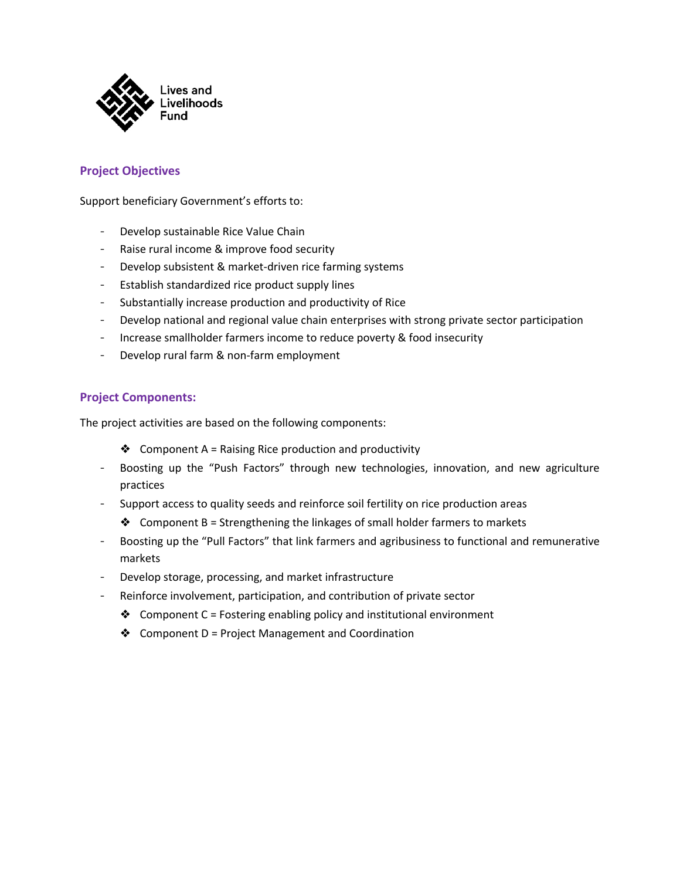## Project Objectives

Support beneficiary Government's efforts to:

- Develop sustainable Rice Value Chain
- Raise rural income & improve food security
- Develop subsistent & market-driven rice farming systems
- Establish standardized rice product supply lines
- Substantially increase production and productivity of Rice
- Develop national and regional value chain enterprises with strong private sector participation
- Increase smallholder farmers income to reduce poverty & food insecurity
- Develop rural farm & non-farm employment

## Project Components:

The project activities are based on the following components:

- ❖ Component A = Raising Rice production and productivity
- Boosting up the "Push Factors" through new technologies, innovation, and new agriculture practices
- Support access to quality seeds and reinforce soil fertility on rice production areas
- ❖ Component B = Strengthening the linkages of small holder farmers to markets
- Boosting up the "Pull Factors" that link farmers and agribusiness to functional and remunerative markets
- Develop storage, processing, and market infrastructure
- Reinforce involvement, participation, and contribution of private sector
- ❖ Component C = Fostering enabling policy and institutional environment
- ❖ Component D = Project Management and Coordination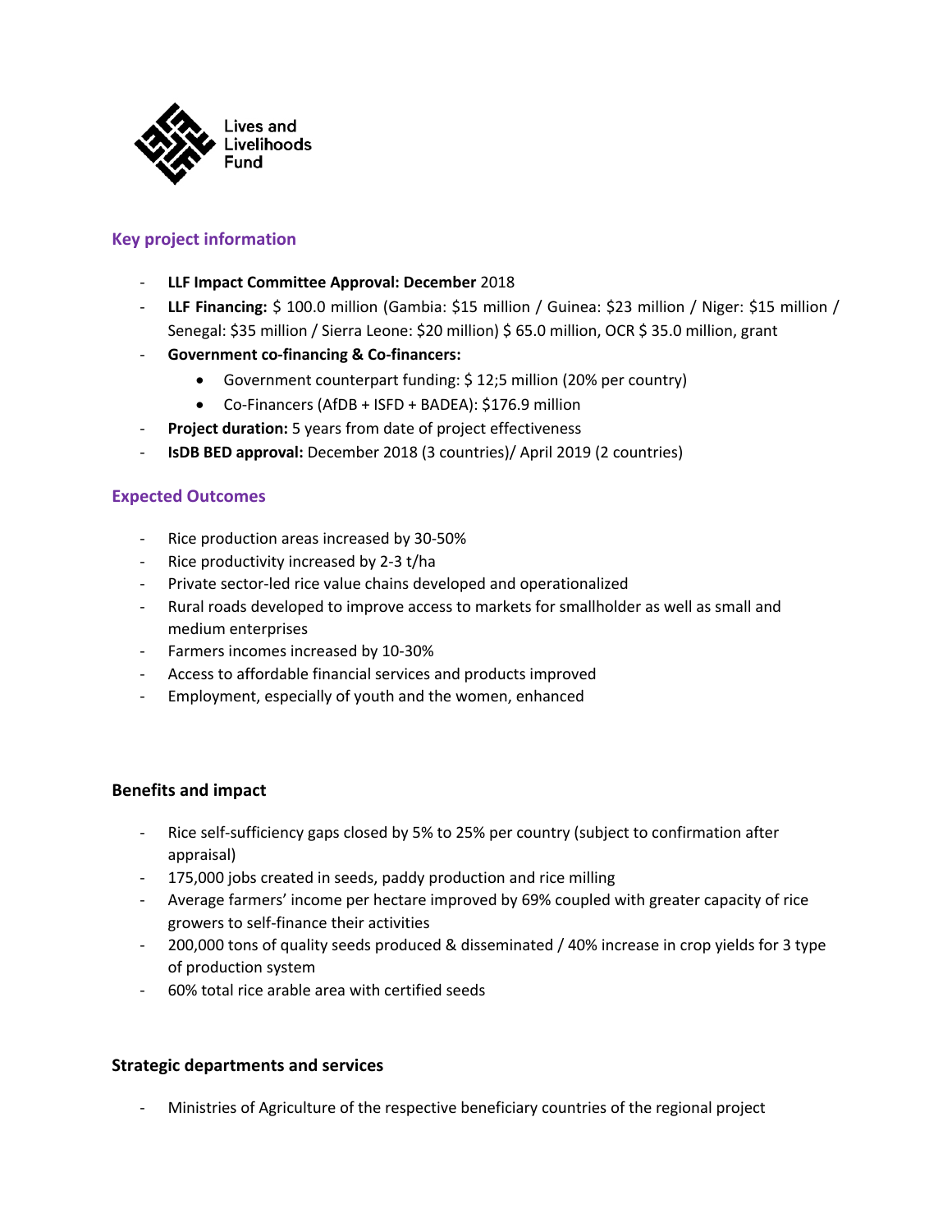Lives and Livelihoods Fund

## Key project information

- **LLF Impact Committee Approval: December** 2018
- **LLF Financing:** $ 100.0 million (Gambia: $15 million / Guinea: $23 million / Niger: $15 million / Senegal: $35 million / Sierra Leone: $20 million) $ 65.0 million, OCR $ 35.0 million, grant
- **Government co-financing & Co-financers:**
    - Government counterpart funding: $ 12;5 million (20% per country)
    - Co-Financers (AfDB + ISFD + BADEA): $176.9 million
- **Project duration:** 5 years from date of project effectiveness
- **IsDB BED approval:** December 2018 (3 countries)/ April 2019 (2 countries)

## Expected Outcomes

- Rice production areas increased by 30-50%
- Rice productivity increased by 2-3 t/ha
- Private sector-led rice value chains developed and operationalized
- Rural roads developed to improve access to markets for smallholder as well as small and medium enterprises
- Farmers incomes increased by 10-30%
- Access to affordable financial services and products improved
- Employment, especially of youth and the women, enhanced

## Benefits and impact

- Rice self-sufficiency gaps closed by 5% to 25% per country (subject to confirmation after appraisal)
- 175,000 jobs created in seeds, paddy production and rice milling
- Average farmers' income per hectare improved by 69% coupled with greater capacity of rice growers to self-finance their activities
- 200,000 tons of quality seeds produced & disseminated / 40% increase in crop yields for 3 type of production system
- 60% total rice arable area with certified seeds

## Strategic departments and services

- Ministries of Agriculture of the respective beneficiary countries of the regional project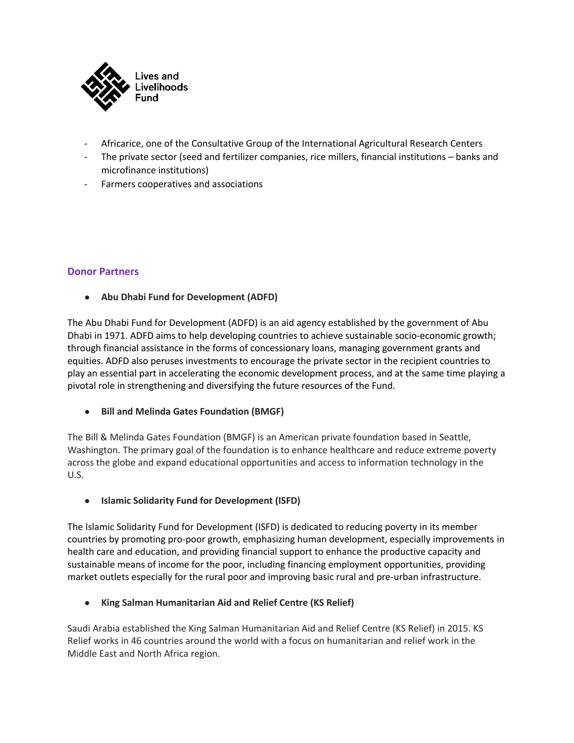- Africarice, one of the Consultative Group of the International Agricultural Research Centers
- The private sector (seed and fertilizer companies, rice millers, financial institutions – banks and microfinance institutions)
- Farmers cooperatives and associations

## Donor Partners

- **Abu Dhabi Fund for Development (ADFD)**

The Abu Dhabi Fund for Development (ADFD) is an aid agency established by the government of Abu Dhabi in 1971. ADFD aims to help developing countries to achieve sustainable socio-economic growth; through financial assistance in the forms of concessionary loans, managing government grants and equities. ADFD also peruses investments to encourage the private sector in the recipient countries to play an essential part in accelerating the economic development process, and at the same time playing a pivotal role in strengthening and diversifying the future resources of the Fund.

- **Bill and Melinda Gates Foundation (BMGF)**

The Bill & Melinda Gates Foundation (BMGF) is an American private foundation based in Seattle, Washington. The primary goal of the foundation is to enhance healthcare and reduce extreme poverty across the globe and expand educational opportunities and access to information technology in the U.S.

- **Islamic Solidarity Fund for Development (ISFD)**

The Islamic Solidarity Fund for Development (ISFD) is dedicated to reducing poverty in its member countries by promoting pro-poor growth, emphasizing human development, especially improvements in health care and education, and providing financial support to enhance the productive capacity and sustainable means of income for the poor, including financing employment opportunities, providing market outlets especially for the rural poor and improving basic rural and pre-urban infrastructure.

- **King Salman Humanitarian Aid and Relief Centre (KS Relief)**

Saudi Arabia established the King Salman Humanitarian Aid and Relief Centre (KS Relief) in 2015. KS Relief works in 46 countries around the world with a focus on humanitarian and relief work in the Middle East and North Africa region.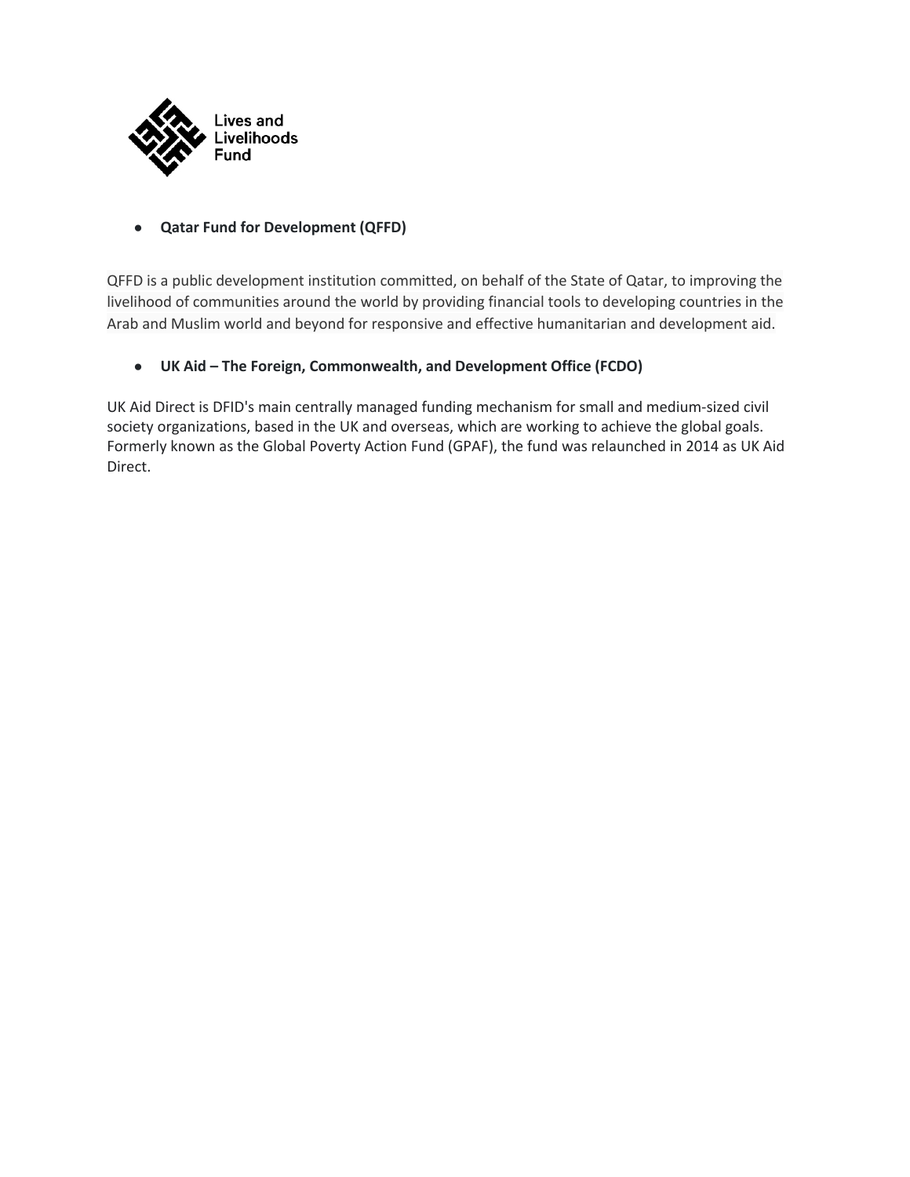Lives and Livelihoods Fund

- **Qatar Fund for Development (QFFD)**

QFFD is a public development institution committed, on behalf of the State of Qatar, to improving the livelihood of communities around the world by providing financial tools to developing countries in the Arab and Muslim world and beyond for responsive and effective humanitarian and development aid.

- **UK Aid – The Foreign, Commonwealth, and Development Office (FCDO)**

UK Aid Direct is DFID's main centrally managed funding mechanism for small and medium-sized civil society organizations, based in the UK and overseas, which are working to achieve the global goals. Formerly known as the Global Poverty Action Fund (GPAF), the fund was relaunched in 2014 as UK Aid Direct.